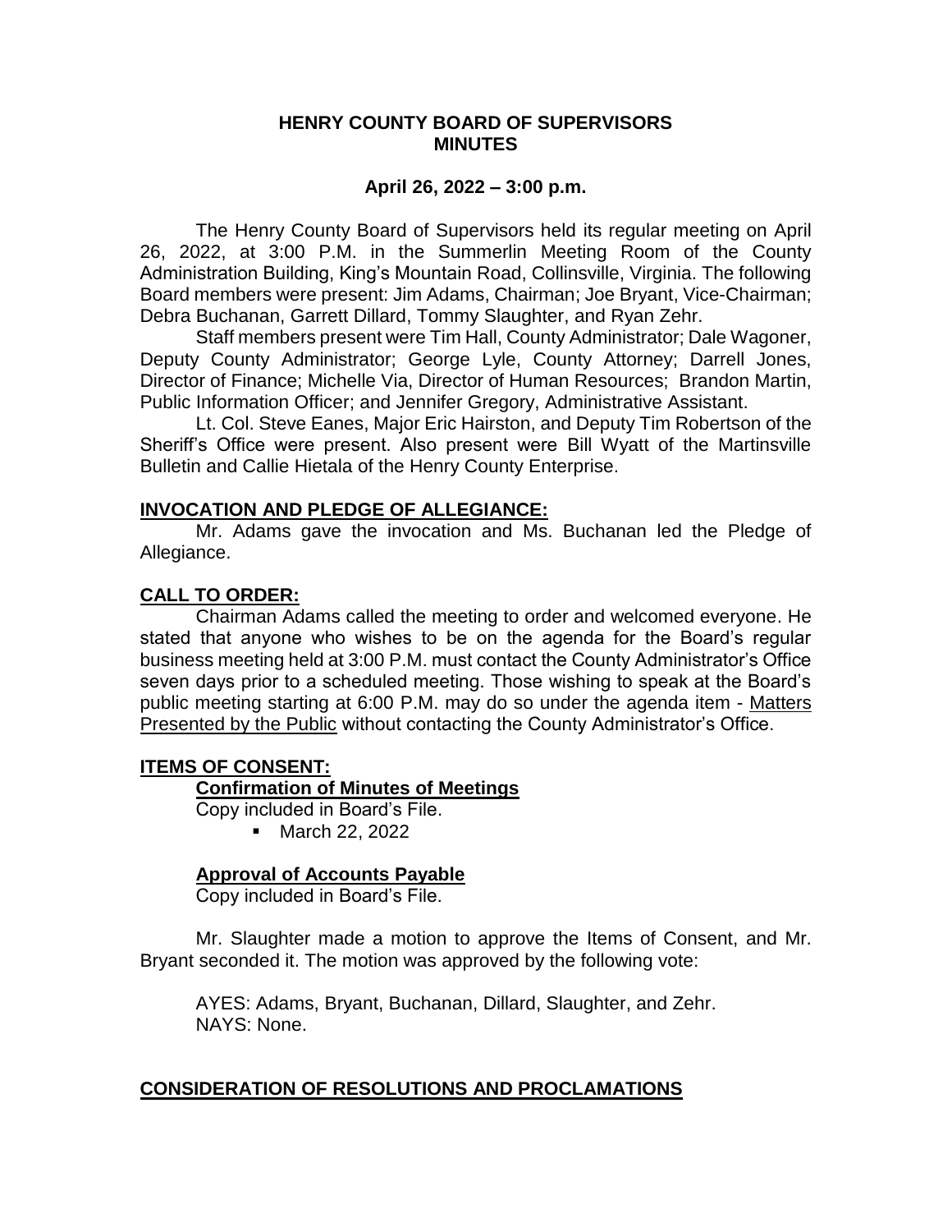# HENRY COUNTY BOARD OF SUPERVISORS MINUTES

**April 26, 2022 – 3:00 p.m.**

The Henry County Board of Supervisors held its regular meeting on April 26, 2022, at 3:00 P.M. in the Summerlin Meeting Room of the County Administration Building, King's Mountain Road, Collinsville, Virginia. The following Board members were present: Jim Adams, Chairman; Joe Bryant, Vice-Chairman; Debra Buchanan, Garrett Dillard, Tommy Slaughter, and Ryan Zehr.

Staff members present were Tim Hall, County Administrator; Dale Wagoner, Deputy County Administrator; George Lyle, County Attorney; Darrell Jones, Director of Finance; Michelle Via, Director of Human Resources; Brandon Martin, Public Information Officer; and Jennifer Gregory, Administrative Assistant.

Lt. Col. Steve Eanes, Major Eric Hairston, and Deputy Tim Robertson of the Sheriff's Office were present. Also present were Bill Wyatt of the Martinsville Bulletin and Callie Hietala of the Henry County Enterprise.

## INVOCATION AND PLEDGE OF ALLEGIANCE:

Mr. Adams gave the invocation and Ms. Buchanan led the Pledge of Allegiance.

## CALL TO ORDER:

Chairman Adams called the meeting to order and welcomed everyone. He stated that anyone who wishes to be on the agenda for the Board's regular business meeting held at 3:00 P.M. must contact the County Administrator's Office seven days prior to a scheduled meeting. Those wishing to speak at the Board's public meeting starting at 6:00 P.M. may do so under the agenda item - Matters Presented by the Public without contacting the County Administrator's Office.

## ITEMS OF CONSENT:

### Confirmation of Minutes of Meetings

Copy included in Board's File.

- March 22, 2022

### Approval of Accounts Payable

Copy included in Board's File.

Mr. Slaughter made a motion to approve the Items of Consent, and Mr. Bryant seconded it. The motion was approved by the following vote:

AYES: Adams, Bryant, Buchanan, Dillard, Slaughter, and Zehr.
NAYS: None.

## CONSIDERATION OF RESOLUTIONS AND PROCLAMATIONS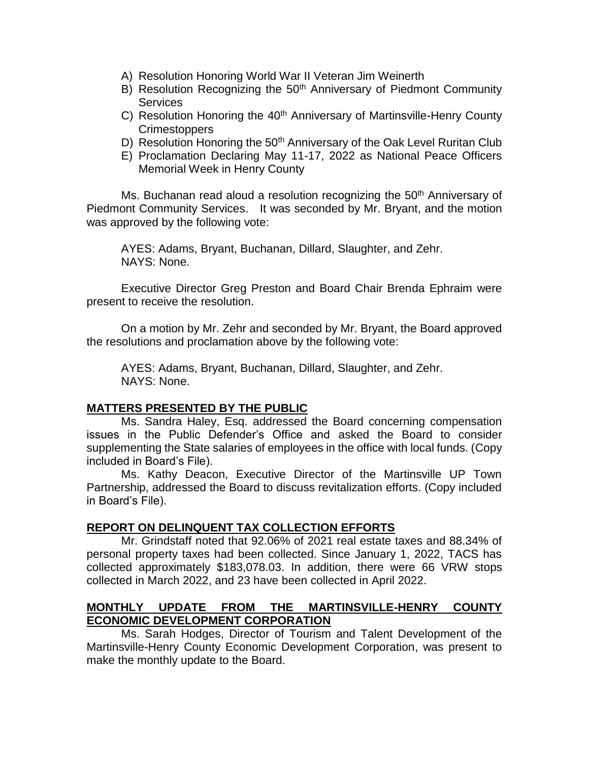A) Resolution Honoring World War II Veteran Jim Weinerth
B) Resolution Recognizing the 50th Anniversary of Piedmont Community Services
C) Resolution Honoring the 40th Anniversary of Martinsville-Henry County Crimestoppers
D) Resolution Honoring the 50th Anniversary of the Oak Level Ruritan Club
E) Proclamation Declaring May 11-17, 2022 as National Peace Officers Memorial Week in Henry County

Ms. Buchanan read aloud a resolution recognizing the 50th Anniversary of Piedmont Community Services. It was seconded by Mr. Bryant, and the motion was approved by the following vote:

AYES: Adams, Bryant, Buchanan, Dillard, Slaughter, and Zehr.
NAYS: None.

Executive Director Greg Preston and Board Chair Brenda Ephraim were present to receive the resolution.

On a motion by Mr. Zehr and seconded by Mr. Bryant, the Board approved the resolutions and proclamation above by the following vote:

AYES: Adams, Bryant, Buchanan, Dillard, Slaughter, and Zehr.
NAYS: None.

**MATTERS PRESENTED BY THE PUBLIC**

Ms. Sandra Haley, Esq. addressed the Board concerning compensation issues in the Public Defender's Office and asked the Board to consider supplementing the State salaries of employees in the office with local funds. (Copy included in Board's File).

Ms. Kathy Deacon, Executive Director of the Martinsville UP Town Partnership, addressed the Board to discuss revitalization efforts. (Copy included in Board's File).

**REPORT ON DELINQUENT TAX COLLECTION EFFORTS**

Mr. Grindstaff noted that 92.06% of 2021 real estate taxes and 88.34% of personal property taxes had been collected. Since January 1, 2022, TACS has collected approximately $183,078.03. In addition, there were 66 VRW stops collected in March 2022, and 23 have been collected in April 2022.

**MONTHLY UPDATE FROM THE MARTINSVILLE-HENRY COUNTY ECONOMIC DEVELOPMENT CORPORATION**

Ms. Sarah Hodges, Director of Tourism and Talent Development of the Martinsville-Henry County Economic Development Corporation, was present to make the monthly update to the Board.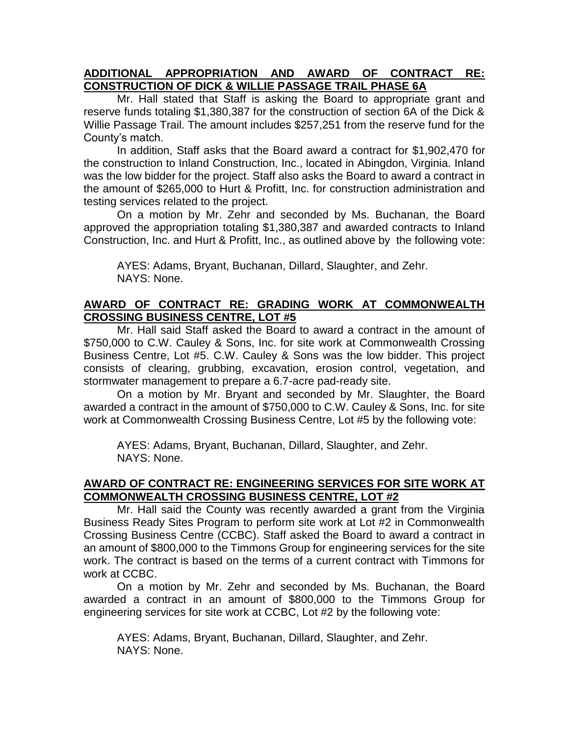**ADDITIONAL APPROPRIATION AND AWARD OF CONTRACT RE: CONSTRUCTION OF DICK & WILLIE PASSAGE TRAIL PHASE 6A**

Mr. Hall stated that Staff is asking the Board to appropriate grant and reserve funds totaling $1,380,387 for the construction of section 6A of the Dick & Willie Passage Trail. The amount includes $257,251 from the reserve fund for the County's match.

In addition, Staff asks that the Board award a contract for $1,902,470 for the construction to Inland Construction, Inc., located in Abingdon, Virginia. Inland was the low bidder for the project. Staff also asks the Board to award a contract in the amount of $265,000 to Hurt & Profitt, Inc. for construction administration and testing services related to the project.

On a motion by Mr. Zehr and seconded by Ms. Buchanan, the Board approved the appropriation totaling $1,380,387 and awarded contracts to Inland Construction, Inc. and Hurt & Profitt, Inc., as outlined above by the following vote:

AYES: Adams, Bryant, Buchanan, Dillard, Slaughter, and Zehr.
NAYS: None.

**AWARD OF CONTRACT RE: GRADING WORK AT COMMONWEALTH CROSSING BUSINESS CENTRE, LOT #5**

Mr. Hall said Staff asked the Board to award a contract in the amount of $750,000 to C.W. Cauley & Sons, Inc. for site work at Commonwealth Crossing Business Centre, Lot #5. C.W. Cauley & Sons was the low bidder. This project consists of clearing, grubbing, excavation, erosion control, vegetation, and stormwater management to prepare a 6.7-acre pad-ready site.

On a motion by Mr. Bryant and seconded by Mr. Slaughter, the Board awarded a contract in the amount of $750,000 to C.W. Cauley & Sons, Inc. for site work at Commonwealth Crossing Business Centre, Lot #5 by the following vote:

AYES: Adams, Bryant, Buchanan, Dillard, Slaughter, and Zehr.
NAYS: None.

**AWARD OF CONTRACT RE: ENGINEERING SERVICES FOR SITE WORK AT COMMONWEALTH CROSSING BUSINESS CENTRE, LOT #2**

Mr. Hall said the County was recently awarded a grant from the Virginia Business Ready Sites Program to perform site work at Lot #2 in Commonwealth Crossing Business Centre (CCBC). Staff asked the Board to award a contract in an amount of $800,000 to the Timmons Group for engineering services for the site work. The contract is based on the terms of a current contract with Timmons for work at CCBC.

On a motion by Mr. Zehr and seconded by Ms. Buchanan, the Board awarded a contract in an amount of $800,000 to the Timmons Group for engineering services for site work at CCBC, Lot #2 by the following vote:

AYES: Adams, Bryant, Buchanan, Dillard, Slaughter, and Zehr.
NAYS: None.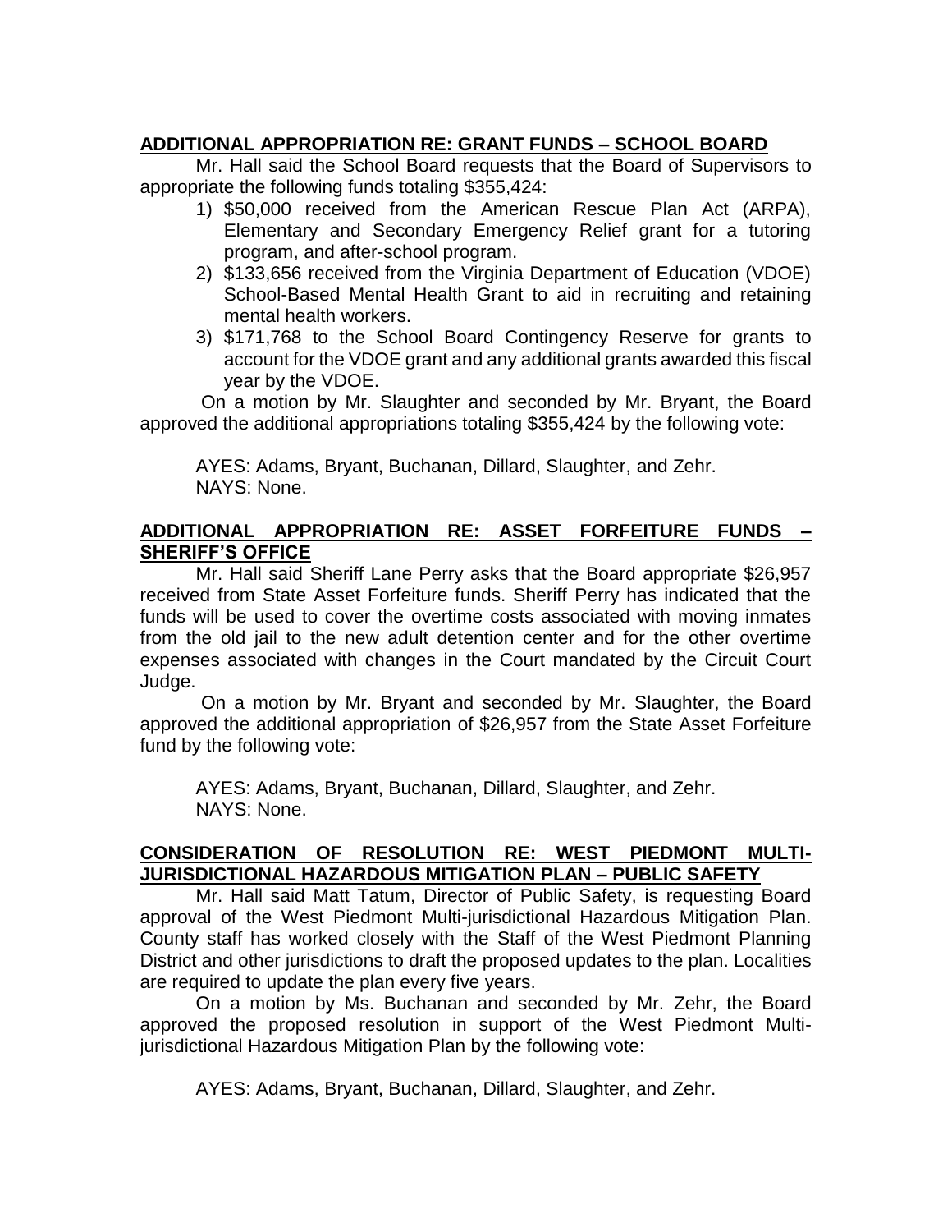**ADDITIONAL APPROPRIATION RE: GRANT FUNDS – SCHOOL BOARD**

Mr. Hall said the School Board requests that the Board of Supervisors to appropriate the following funds totaling $355,424:

1) $50,000 received from the American Rescue Plan Act (ARPA), Elementary and Secondary Emergency Relief grant for a tutoring program, and after-school program.
2) $133,656 received from the Virginia Department of Education (VDOE) School-Based Mental Health Grant to aid in recruiting and retaining mental health workers.
3) $171,768 to the School Board Contingency Reserve for grants to account for the VDOE grant and any additional grants awarded this fiscal year by the VDOE.

On a motion by Mr. Slaughter and seconded by Mr. Bryant, the Board approved the additional appropriations totaling $355,424 by the following vote:

AYES: Adams, Bryant, Buchanan, Dillard, Slaughter, and Zehr.
NAYS: None.

**ADDITIONAL APPROPRIATION RE: ASSET FORFEITURE FUNDS – SHERIFF'S OFFICE**

Mr. Hall said Sheriff Lane Perry asks that the Board appropriate $26,957 received from State Asset Forfeiture funds. Sheriff Perry has indicated that the funds will be used to cover the overtime costs associated with moving inmates from the old jail to the new adult detention center and for the other overtime expenses associated with changes in the Court mandated by the Circuit Court Judge.

On a motion by Mr. Bryant and seconded by Mr. Slaughter, the Board approved the additional appropriation of $26,957 from the State Asset Forfeiture fund by the following vote:

AYES: Adams, Bryant, Buchanan, Dillard, Slaughter, and Zehr.
NAYS: None.

**CONSIDERATION OF RESOLUTION RE: WEST PIEDMONT MULTI-JURISDICTIONAL HAZARDOUS MITIGATION PLAN – PUBLIC SAFETY**

Mr. Hall said Matt Tatum, Director of Public Safety, is requesting Board approval of the West Piedmont Multi-jurisdictional Hazardous Mitigation Plan. County staff has worked closely with the Staff of the West Piedmont Planning District and other jurisdictions to draft the proposed updates to the plan. Localities are required to update the plan every five years.

On a motion by Ms. Buchanan and seconded by Mr. Zehr, the Board approved the proposed resolution in support of the West Piedmont Multi-jurisdictional Hazardous Mitigation Plan by the following vote:

AYES: Adams, Bryant, Buchanan, Dillard, Slaughter, and Zehr.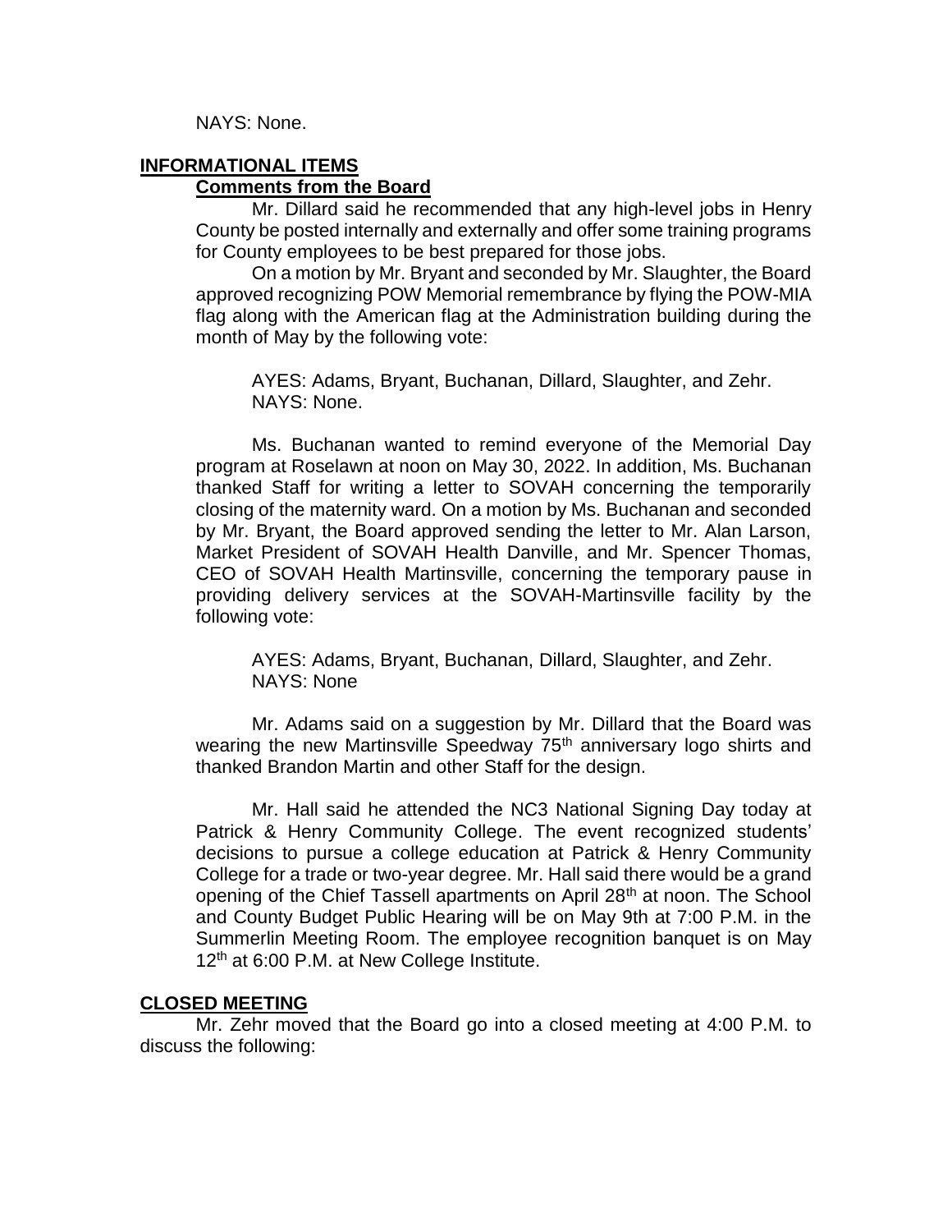NAYS: None.

## INFORMATIONAL ITEMS

### Comments from the Board

Mr. Dillard said he recommended that any high-level jobs in Henry County be posted internally and externally and offer some training programs for County employees to be best prepared for those jobs.

On a motion by Mr. Bryant and seconded by Mr. Slaughter, the Board approved recognizing POW Memorial remembrance by flying the POW-MIA flag along with the American flag at the Administration building during the month of May by the following vote:

AYES: Adams, Bryant, Buchanan, Dillard, Slaughter, and Zehr.
NAYS: None.

Ms. Buchanan wanted to remind everyone of the Memorial Day program at Roselawn at noon on May 30, 2022. In addition, Ms. Buchanan thanked Staff for writing a letter to SOVAH concerning the temporarily closing of the maternity ward. On a motion by Ms. Buchanan and seconded by Mr. Bryant, the Board approved sending the letter to Mr. Alan Larson, Market President of SOVAH Health Danville, and Mr. Spencer Thomas, CEO of SOVAH Health Martinsville, concerning the temporary pause in providing delivery services at the SOVAH-Martinsville facility by the following vote:

AYES: Adams, Bryant, Buchanan, Dillard, Slaughter, and Zehr.
NAYS: None

Mr. Adams said on a suggestion by Mr. Dillard that the Board was wearing the new Martinsville Speedway 75th anniversary logo shirts and thanked Brandon Martin and other Staff for the design.

Mr. Hall said he attended the NC3 National Signing Day today at Patrick & Henry Community College. The event recognized students' decisions to pursue a college education at Patrick & Henry Community College for a trade or two-year degree. Mr. Hall said there would be a grand opening of the Chief Tassell apartments on April 28th at noon. The School and County Budget Public Hearing will be on May 9th at 7:00 P.M. in the Summerlin Meeting Room. The employee recognition banquet is on May 12th at 6:00 P.M. at New College Institute.

## CLOSED MEETING

Mr. Zehr moved that the Board go into a closed meeting at 4:00 P.M. to discuss the following: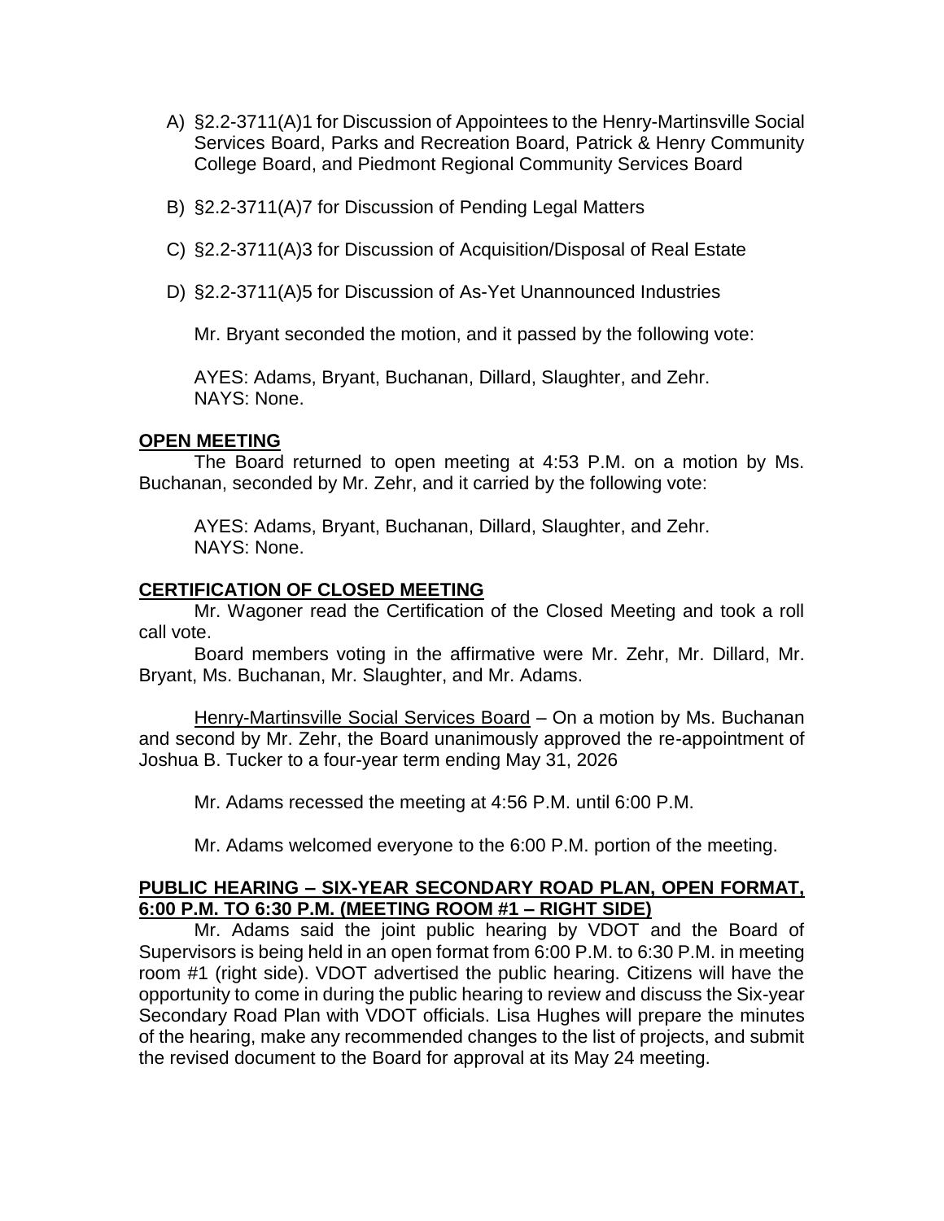A) §2.2-3711(A)1 for Discussion of Appointees to the Henry-Martinsville Social Services Board, Parks and Recreation Board, Patrick & Henry Community College Board, and Piedmont Regional Community Services Board

B) §2.2-3711(A)7 for Discussion of Pending Legal Matters

C) §2.2-3711(A)3 for Discussion of Acquisition/Disposal of Real Estate

D) §2.2-3711(A)5 for Discussion of As-Yet Unannounced Industries

Mr. Bryant seconded the motion, and it passed by the following vote:

AYES: Adams, Bryant, Buchanan, Dillard, Slaughter, and Zehr.
NAYS: None.

**OPEN MEETING**

The Board returned to open meeting at 4:53 P.M. on a motion by Ms. Buchanan, seconded by Mr. Zehr, and it carried by the following vote:

AYES: Adams, Bryant, Buchanan, Dillard, Slaughter, and Zehr.
NAYS: None.

**CERTIFICATION OF CLOSED MEETING**

Mr. Wagoner read the Certification of the Closed Meeting and took a roll call vote.

Board members voting in the affirmative were Mr. Zehr, Mr. Dillard, Mr. Bryant, Ms. Buchanan, Mr. Slaughter, and Mr. Adams.

Henry-Martinsville Social Services Board – On a motion by Ms. Buchanan and second by Mr. Zehr, the Board unanimously approved the re-appointment of Joshua B. Tucker to a four-year term ending May 31, 2026

Mr. Adams recessed the meeting at 4:56 P.M. until 6:00 P.M.

Mr. Adams welcomed everyone to the 6:00 P.M. portion of the meeting.

**PUBLIC HEARING – SIX-YEAR SECONDARY ROAD PLAN, OPEN FORMAT, 6:00 P.M. TO 6:30 P.M. (MEETING ROOM #1 – RIGHT SIDE)**

Mr. Adams said the joint public hearing by VDOT and the Board of Supervisors is being held in an open format from 6:00 P.M. to 6:30 P.M. in meeting room #1 (right side). VDOT advertised the public hearing. Citizens will have the opportunity to come in during the public hearing to review and discuss the Six-year Secondary Road Plan with VDOT officials. Lisa Hughes will prepare the minutes of the hearing, make any recommended changes to the list of projects, and submit the revised document to the Board for approval at its May 24 meeting.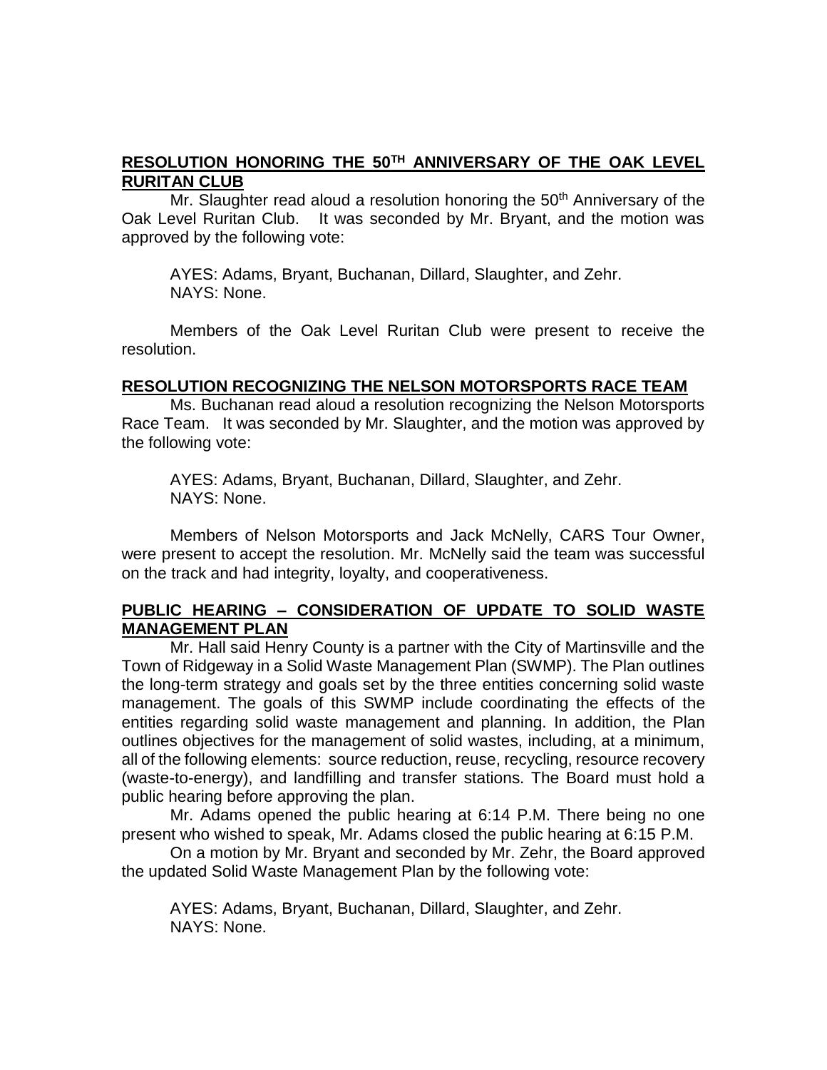**RESOLUTION HONORING THE 50TH ANNIVERSARY OF THE OAK LEVEL RURITAN CLUB**

Mr. Slaughter read aloud a resolution honoring the 50th Anniversary of the Oak Level Ruritan Club. It was seconded by Mr. Bryant, and the motion was approved by the following vote:

AYES: Adams, Bryant, Buchanan, Dillard, Slaughter, and Zehr.
NAYS: None.

Members of the Oak Level Ruritan Club were present to receive the resolution.

**RESOLUTION RECOGNIZING THE NELSON MOTORSPORTS RACE TEAM**

Ms. Buchanan read aloud a resolution recognizing the Nelson Motorsports Race Team. It was seconded by Mr. Slaughter, and the motion was approved by the following vote:

AYES: Adams, Bryant, Buchanan, Dillard, Slaughter, and Zehr.
NAYS: None.

Members of Nelson Motorsports and Jack McNelly, CARS Tour Owner, were present to accept the resolution. Mr. McNelly said the team was successful on the track and had integrity, loyalty, and cooperativeness.

**PUBLIC HEARING – CONSIDERATION OF UPDATE TO SOLID WASTE MANAGEMENT PLAN**

Mr. Hall said Henry County is a partner with the City of Martinsville and the Town of Ridgeway in a Solid Waste Management Plan (SWMP). The Plan outlines the long-term strategy and goals set by the three entities concerning solid waste management. The goals of this SWMP include coordinating the effects of the entities regarding solid waste management and planning. In addition, the Plan outlines objectives for the management of solid wastes, including, at a minimum, all of the following elements: source reduction, reuse, recycling, resource recovery (waste-to-energy), and landfilling and transfer stations. The Board must hold a public hearing before approving the plan.

Mr. Adams opened the public hearing at 6:14 P.M. There being no one present who wished to speak, Mr. Adams closed the public hearing at 6:15 P.M.

On a motion by Mr. Bryant and seconded by Mr. Zehr, the Board approved the updated Solid Waste Management Plan by the following vote:

AYES: Adams, Bryant, Buchanan, Dillard, Slaughter, and Zehr.
NAYS: None.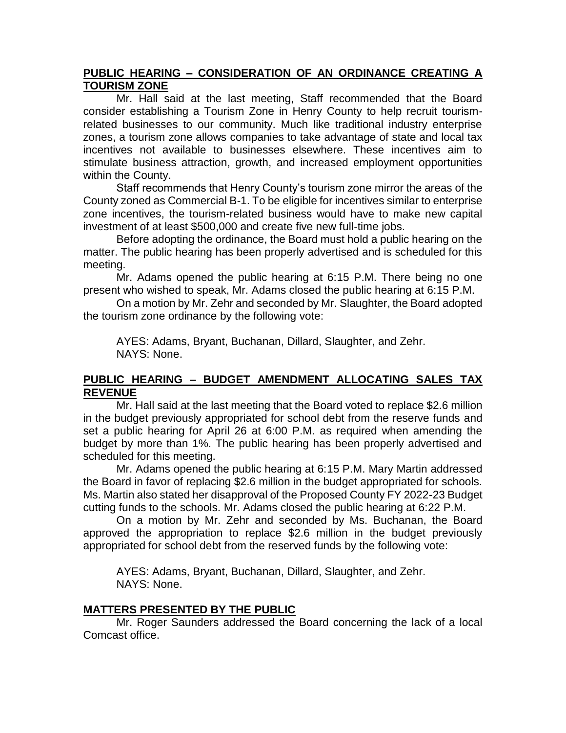**PUBLIC HEARING – CONSIDERATION OF AN ORDINANCE CREATING A TOURISM ZONE**

Mr. Hall said at the last meeting, Staff recommended that the Board consider establishing a Tourism Zone in Henry County to help recruit tourism-related businesses to our community. Much like traditional industry enterprise zones, a tourism zone allows companies to take advantage of state and local tax incentives not available to businesses elsewhere. These incentives aim to stimulate business attraction, growth, and increased employment opportunities within the County.

Staff recommends that Henry County's tourism zone mirror the areas of the County zoned as Commercial B-1. To be eligible for incentives similar to enterprise zone incentives, the tourism-related business would have to make new capital investment of at least $500,000 and create five new full-time jobs.

Before adopting the ordinance, the Board must hold a public hearing on the matter. The public hearing has been properly advertised and is scheduled for this meeting.

Mr. Adams opened the public hearing at 6:15 P.M. There being no one present who wished to speak, Mr. Adams closed the public hearing at 6:15 P.M.

On a motion by Mr. Zehr and seconded by Mr. Slaughter, the Board adopted the tourism zone ordinance by the following vote:

AYES: Adams, Bryant, Buchanan, Dillard, Slaughter, and Zehr.
NAYS: None.

**PUBLIC HEARING – BUDGET AMENDMENT ALLOCATING SALES TAX REVENUE**

Mr. Hall said at the last meeting that the Board voted to replace $2.6 million in the budget previously appropriated for school debt from the reserve funds and set a public hearing for April 26 at 6:00 P.M. as required when amending the budget by more than 1%. The public hearing has been properly advertised and scheduled for this meeting.

Mr. Adams opened the public hearing at 6:15 P.M. Mary Martin addressed the Board in favor of replacing $2.6 million in the budget appropriated for schools. Ms. Martin also stated her disapproval of the Proposed County FY 2022-23 Budget cutting funds to the schools. Mr. Adams closed the public hearing at 6:22 P.M.

On a motion by Mr. Zehr and seconded by Ms. Buchanan, the Board approved the appropriation to replace $2.6 million in the budget previously appropriated for school debt from the reserved funds by the following vote:

AYES: Adams, Bryant, Buchanan, Dillard, Slaughter, and Zehr.
NAYS: None.

**MATTERS PRESENTED BY THE PUBLIC**

Mr. Roger Saunders addressed the Board concerning the lack of a local Comcast office.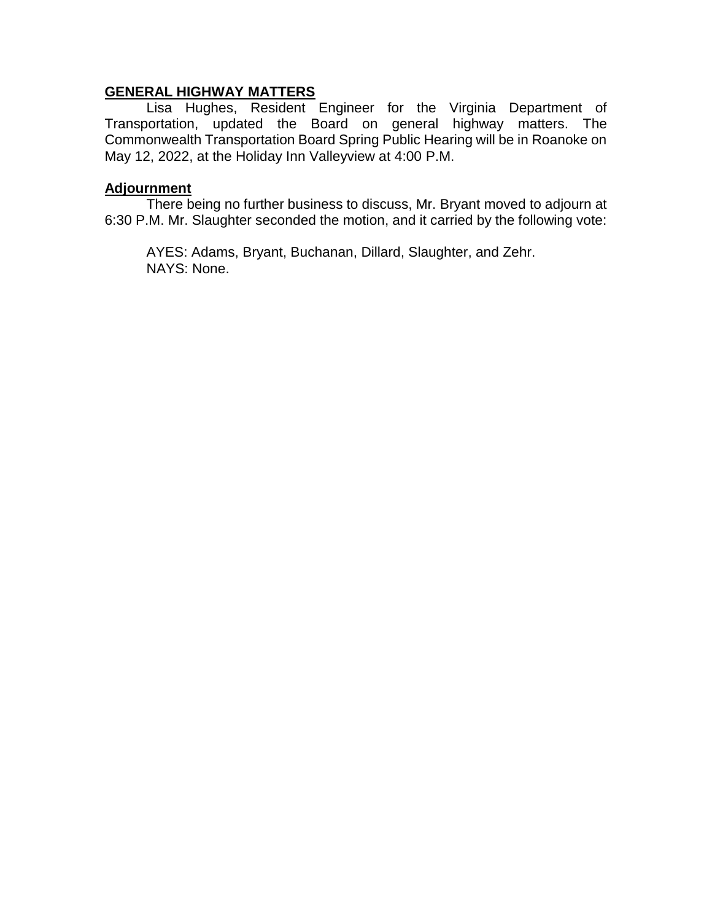**GENERAL HIGHWAY MATTERS**

Lisa Hughes, Resident Engineer for the Virginia Department of Transportation, updated the Board on general highway matters. The Commonwealth Transportation Board Spring Public Hearing will be in Roanoke on May 12, 2022, at the Holiday Inn Valleyview at 4:00 P.M.

**Adjournment**

There being no further business to discuss, Mr. Bryant moved to adjourn at 6:30 P.M. Mr. Slaughter seconded the motion, and it carried by the following vote:

AYES: Adams, Bryant, Buchanan, Dillard, Slaughter, and Zehr.
NAYS: None.